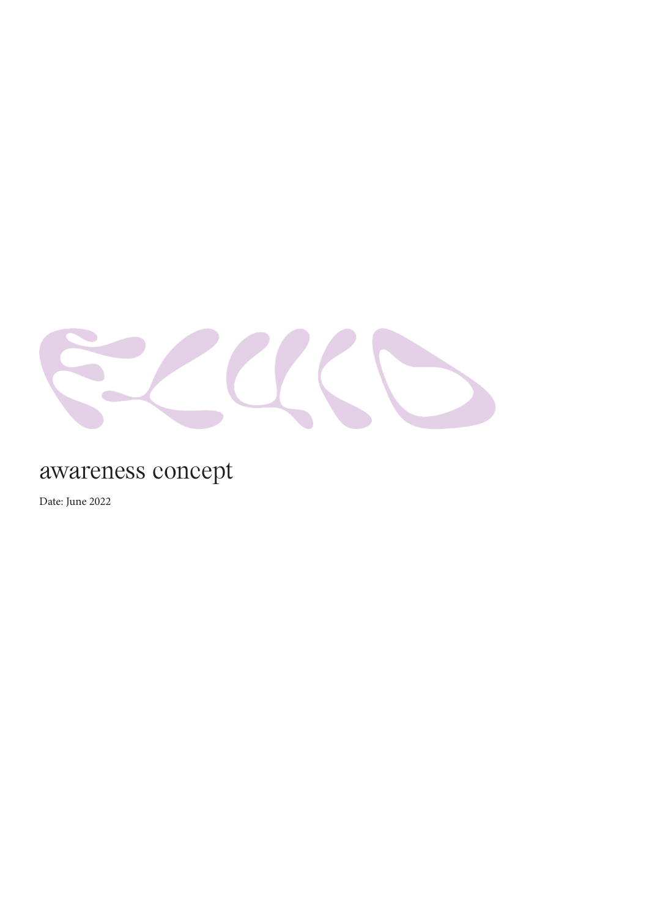# FLUID

## awareness concept

Date: June 2022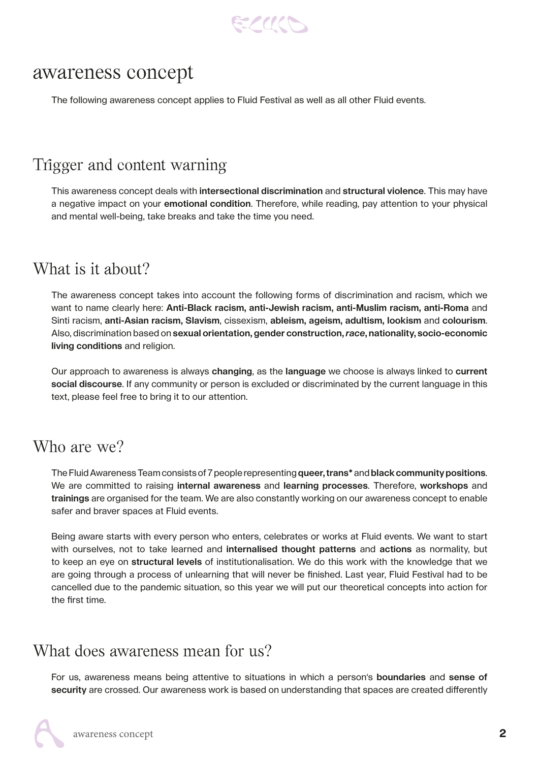# awareness concept

The following awareness concept applies to Fluid Festival as well as all other Fluid events.

## Trigger and content warning

This awareness concept deals with **intersectional discrimination** and **structural violence**. This may have a negative impact on your **emotional condition**. Therefore, while reading, pay attention to your physical and mental well-being, take breaks and take the time you need.

## What is it about?

The awareness concept takes into account the following forms of discrimination and racism, which we want to name clearly here: **Anti-Black racism, anti-Jewish racism, anti-Muslim racism, anti-Roma** and Sinti racism, **anti-Asian racism, Slavism**, cissexism, **ableism, ageism, adultism, lookism** and **colourism**. Also, discrimination based on **sexual orientation, gender construction,** ***race*****, nationality, socio-economic living conditions** and religion.

Our approach to awareness is always **changing**, as the **language** we choose is always linked to **current social discourse**. If any community or person is excluded or discriminated by the current language in this text, please feel free to bring it to our attention.

## Who are we?

The Fluid Awareness Team consists of 7 people representing **queer, trans*** and **black community positions**. We are committed to raising **internal awareness** and **learning processes**. Therefore, **workshops** and **trainings** are organised for the team. We are also constantly working on our awareness concept to enable safer and braver spaces at Fluid events.

Being aware starts with every person who enters, celebrates or works at Fluid events. We want to start with ourselves, not to take learned and **internalised thought patterns** and **actions** as normality, but to keep an eye on **structural levels** of institutionalisation. We do this work with the knowledge that we are going through a process of unlearning that will never be finished. Last year, Fluid Festival had to be cancelled due to the pandemic situation, so this year we will put our theoretical concepts into action for the first time.

## What does awareness mean for us?

For us, awareness means being attentive to situations in which a person's **boundaries** and **sense of security** are crossed. Our awareness work is based on understanding that spaces are created differently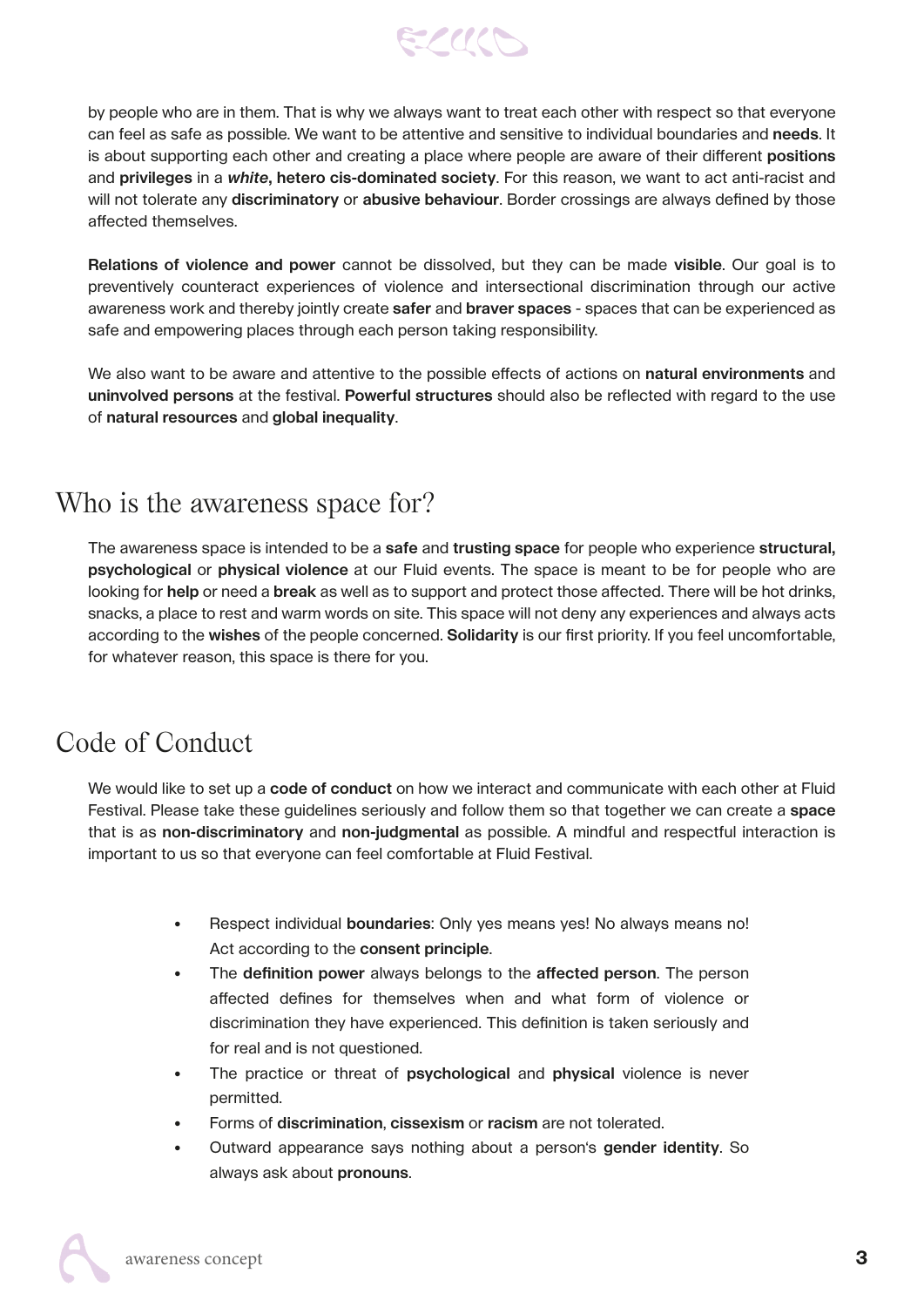by people who are in them. That is why we always want to treat each other with respect so that everyone can feel as safe as possible. We want to be attentive and sensitive to individual boundaries and **needs**. It is about supporting each other and creating a place where people are aware of their different **positions** and **privileges** in a ***white*, hetero cis-dominated society**. For this reason, we want to act anti-racist and will not tolerate any **discriminatory** or **abusive behaviour**. Border crossings are always defined by those affected themselves.

**Relations of violence and power** cannot be dissolved, but they can be made **visible**. Our goal is to preventively counteract experiences of violence and intersectional discrimination through our active awareness work and thereby jointly create **safer** and **braver spaces** - spaces that can be experienced as safe and empowering places through each person taking responsibility.

We also want to be aware and attentive to the possible effects of actions on **natural environments** and **uninvolved persons** at the festival. **Powerful structures** should also be reflected with regard to the use of **natural resources** and **global inequality**.

## Who is the awareness space for?

The awareness space is intended to be a **safe** and **trusting space** for people who experience **structural, psychological** or **physical violence** at our Fluid events. The space is meant to be for people who are looking for **help** or need a **break** as well as to support and protect those affected. There will be hot drinks, snacks, a place to rest and warm words on site. This space will not deny any experiences and always acts according to the **wishes** of the people concerned. **Solidarity** is our first priority. If you feel uncomfortable, for whatever reason, this space is there for you.

## Code of Conduct

We would like to set up a **code of conduct** on how we interact and communicate with each other at Fluid Festival. Please take these guidelines seriously and follow them so that together we can create a **space** that is as **non-discriminatory** and **non-judgmental** as possible. A mindful and respectful interaction is important to us so that everyone can feel comfortable at Fluid Festival.

- Respect individual **boundaries**: Only yes means yes! No always means no! Act according to the **consent principle**.
- The **definition power** always belongs to the **affected person**. The person affected defines for themselves when and what form of violence or discrimination they have experienced. This definition is taken seriously and for real and is not questioned.
- The practice or threat of **psychological** and **physical** violence is never permitted.
- Forms of **discrimination**, **cissexism** or **racism** are not tolerated.
- Outward appearance says nothing about a person's **gender identity**. So always ask about **pronouns**.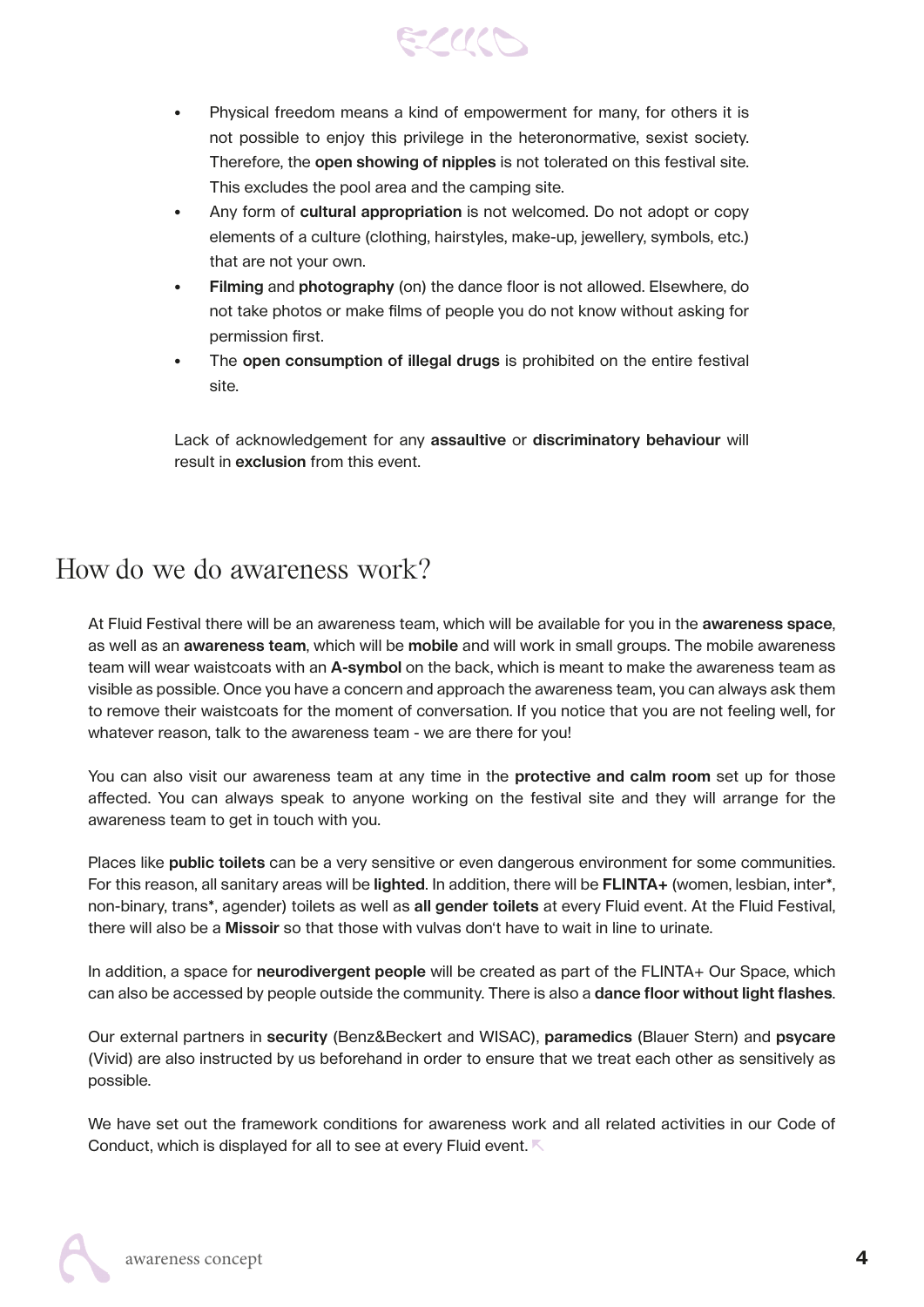- Physical freedom means a kind of empowerment for many, for others it is not possible to enjoy this privilege in the heteronormative, sexist society. Therefore, the **open showing of nipples** is not tolerated on this festival site. This excludes the pool area and the camping site.
- Any form of **cultural appropriation** is not welcomed. Do not adopt or copy elements of a culture (clothing, hairstyles, make-up, jewellery, symbols, etc.) that are not your own.
- **Filming** and **photography** (on) the dance floor is not allowed. Elsewhere, do not take photos or make films of people you do not know without asking for permission first.
- The **open consumption of illegal drugs** is prohibited on the entire festival site.

Lack of acknowledgement for any **assaultive** or **discriminatory behaviour** will result in **exclusion** from this event.

# How do we do awareness work?

At Fluid Festival there will be an awareness team, which will be available for you in the **awareness space**, as well as an **awareness team**, which will be **mobile** and will work in small groups. The mobile awareness team will wear waistcoats with an **A-symbol** on the back, which is meant to make the awareness team as visible as possible. Once you have a concern and approach the awareness team, you can always ask them to remove their waistcoats for the moment of conversation. If you notice that you are not feeling well, for whatever reason, talk to the awareness team - we are there for you!

You can also visit our awareness team at any time in the **protective and calm room** set up for those affected. You can always speak to anyone working on the festival site and they will arrange for the awareness team to get in touch with you.

Places like **public toilets** can be a very sensitive or even dangerous environment for some communities. For this reason, all sanitary areas will be **lighted**. In addition, there will be **FLINTA+** (women, lesbian, inter*, non-binary, trans*, agender) toilets as well as **all gender toilets** at every Fluid event. At the Fluid Festival, there will also be a **Missoir** so that those with vulvas don't have to wait in line to urinate.

In addition, a space for **neurodivergent people** will be created as part of the FLINTA+ Our Space, which can also be accessed by people outside the community. There is also a **dance floor without light flashes**.

Our external partners in **security** (Benz&Beckert and WISAC), **paramedics** (Blauer Stern) and **psycare** (Vivid) are also instructed by us beforehand in order to ensure that we treat each other as sensitively as possible.

We have set out the framework conditions for awareness work and all related activities in our Code of Conduct, which is displayed for all to see at every Fluid event.